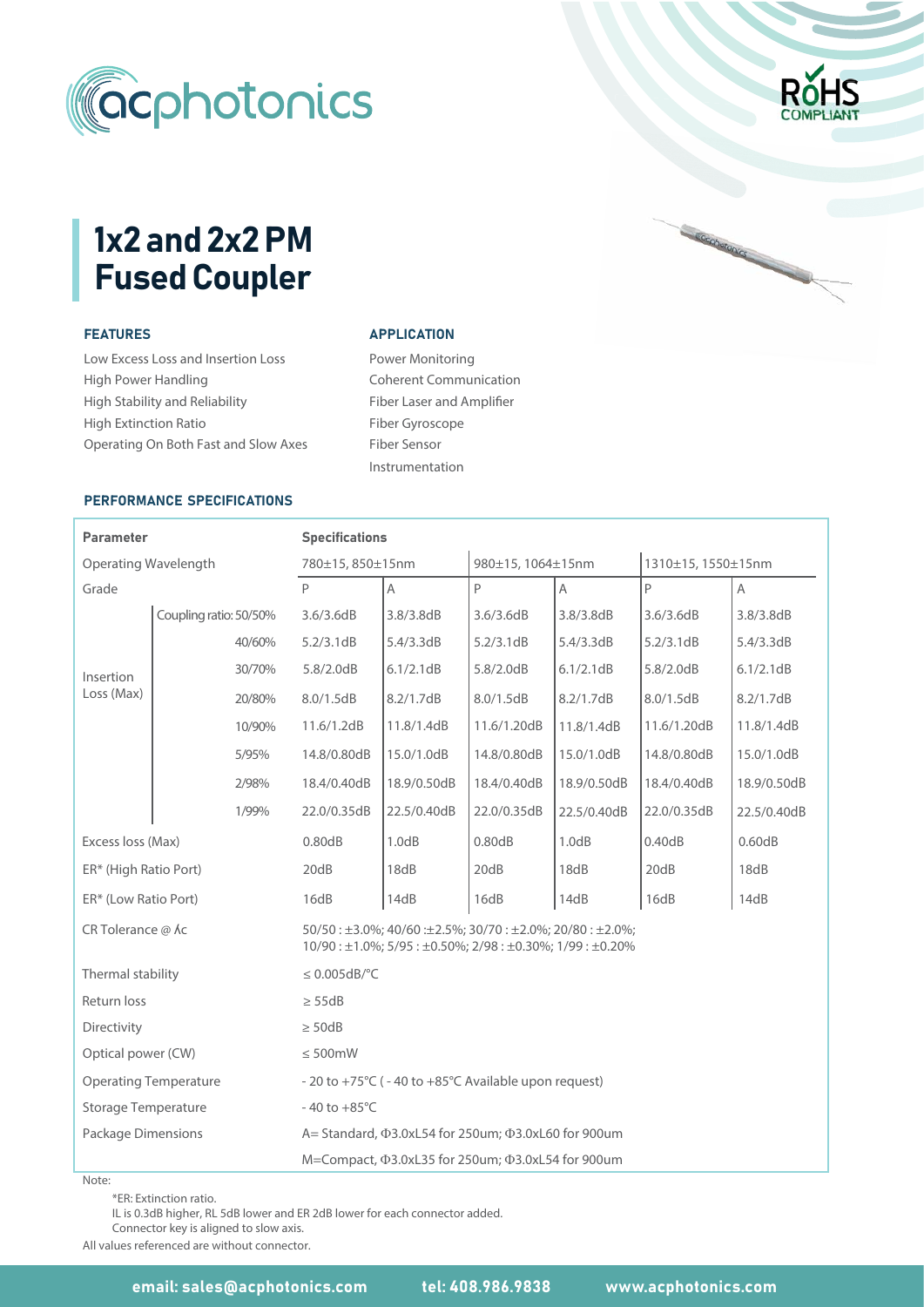# 1x2 and 2x2 PM Fused Coupler

### FEATURES

- Low Excess Loss and Insertion Loss
- High Power Handling
- High Stability and Reliability
- High Extinction Ratio
- Operating On Both Fast and Slow Axes

### APPLICATION

- Power Monitoring
- Coherent Communication
- Fiber Laser and Amplifier
- Fiber Gyroscope
- Fiber Sensor
- Instrumentation

### PERFORMANCE SPECIFICATIONS

| Parameter | | Specifications | | | | | |
|---|---|---|---|---|---|---|---|
| Operating Wavelength | | 780±15, 850±15nm | | 980±15, 1064±15nm | | 1310±15, 1550±15nm | |
| Grade | | P | A | P | A | P | A |
| Insertion Loss (Max) | Coupling ratio: 50/50% | 3.6/3.6dB | 3.8/3.8dB | 3.6/3.6dB | 3.8/3.8dB | 3.6/3.6dB | 3.8/3.8dB |
| | 40/60% | 5.2/3.1dB | 5.4/3.3dB | 5.2/3.1dB | 5.4/3.3dB | 5.2/3.1dB | 5.4/3.3dB |
| | 30/70% | 5.8/2.0dB | 6.1/2.1dB | 5.8/2.0dB | 6.1/2.1dB | 5.8/2.0dB | 6.1/2.1dB |
| | 20/80% | 8.0/1.5dB | 8.2/1.7dB | 8.0/1.5dB | 8.2/1.7dB | 8.0/1.5dB | 8.2/1.7dB |
| | 10/90% | 11.6/1.2dB | 11.8/1.4dB | 11.6/1.20dB | 11.8/1.4dB | 11.6/1.20dB | 11.8/1.4dB |
| | 5/95% | 14.8/0.80dB | 15.0/1.0dB | 14.8/0.80dB | 15.0/1.0dB | 14.8/0.80dB | 15.0/1.0dB |
| | 2/98% | 18.4/0.40dB | 18.9/0.50dB | 18.4/0.40dB | 18.9/0.50dB | 18.4/0.40dB | 18.9/0.50dB |
| | 1/99% | 22.0/0.35dB | 22.5/0.40dB | 22.0/0.35dB | 22.5/0.40dB | 22.0/0.35dB | 22.5/0.40dB |
| Excess loss (Max) | | 0.80dB | 1.0dB | 0.80dB | 1.0dB | 0.40dB | 0.60dB |
| ER* (High Ratio Port) | | 20dB | 18dB | 20dB | 18dB | 20dB | 18dB |
| ER* (Low Ratio Port) | | 16dB | 14dB | 16dB | 14dB | 16dB | 14dB |
| CR Tolerance @ λc | | 50/50 : ±3.0%; 40/60 :±2.5%; 30/70 : ±2.0%; 20/80 : ±2.0%; 10/90 : ±1.0%; 5/95 : ±0.50%; 2/98 : ±0.30%; 1/99 : ±0.20% | | | | | |
| Thermal stability | | ≤ 0.005dB/°C | | | | | |
| Return loss | | ≥ 55dB | | | | | |
| Directivity | | ≥ 50dB | | | | | |
| Optical power (CW) | | ≤ 500mW | | | | | |
| Operating Temperature | | - 20 to +75°C ( - 40 to +85°C Available upon request) | | | | | |
| Storage Temperature | | - 40 to +85°C | | | | | |
| Package Dimensions | | A= Standard, Φ3.0xL54 for 250um; Φ3.0xL60 for 900um | | | | | |
| | | M=Compact, Φ3.0xL35 for 250um; Φ3.0xL54 for 900um | | | | | |

Note:

*ER: Extinction ratio.
IL is 0.3dB higher, RL 5dB lower and ER 2dB lower for each connector added.
Connector key is aligned to slow axis.
All values referenced are without connector.

**email: sales@acphotonics.com** **tel: 408.986.9838** **www.acphotonics.com**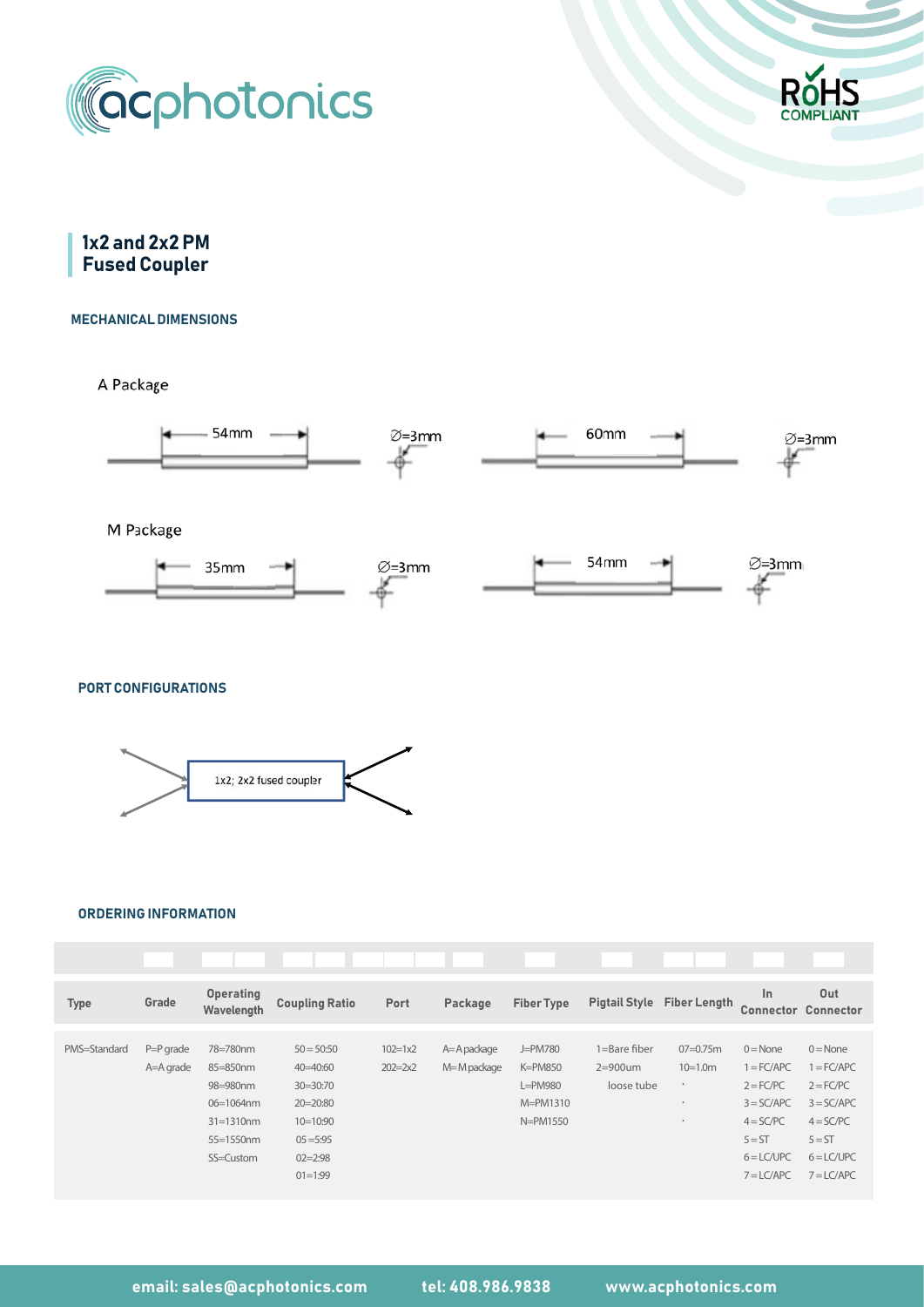## 1x2 and 2x2 PM Fused Coupler

### MECHANICAL DIMENSIONS

A Package

54mm

∅=3mm

60mm

∅=3mm

M Package

35mm

∅=3mm

54mm

∅=3mm

### PORT CONFIGURATIONS

1x2; 2x2 fused coupler

### ORDERING INFORMATION

| Type | Grade | Operating Wavelength | Coupling Ratio | Port | Package | Fiber Type | Pigtail Style | Fiber Length | In Connector | Out Connector |
|---|---|---|---|---|---|---|---|---|---|---|
| PMS=Standard | P=P grade | 78=780nm | 50=50:50 | 102=1x2 | A=A package | J=PM780 | 1=Bare fiber | 07=0.75m | 0=None | 0=None |
| | A=A grade | 85=850nm | 40=40:60 | 202=2x2 | M=M package | K=PM850 | 2=900um loose tube | 10=1.0m | 1=FC/APC | 1=FC/APC |
| | | 98=980nm | 30=30:70 | | | L=PM980 | | · | 2=FC/PC | 2=FC/PC |
| | | 06=1064nm | 20=20:80 | | | M=PM1310 | | · | 3=SC/APC | 3=SC/APC |
| | | 31=1310nm | 10=10:90 | | | N=PM1550 | | · | 4=SC/PC | 4=SC/PC |
| | | 55=1550nm | 05=5:95 | | | | | | 5=ST | 5=ST |
| | | SS=Custom | 02=2:98 | | | | | | 6=LC/UPC | 6=LC/UPC |
| | | | 01=1:99 | | | | | | 7=LC/APC | 7=LC/APC |

email: sales@acphotonics.com tel: 408.986.9838 www.acphotonics.com